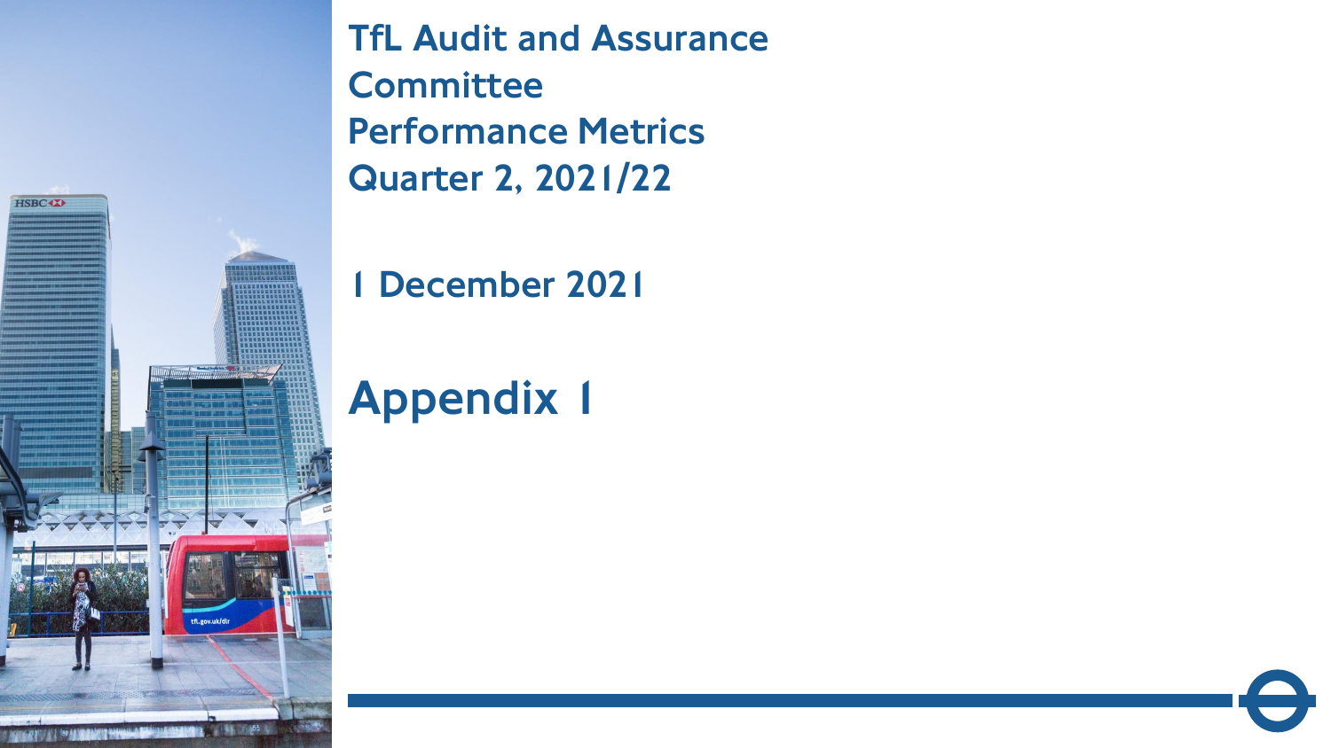# TfL Audit and Assurance Committee Performance Metrics Quarter 2, 2021/22

1 December 2021

## Appendix 1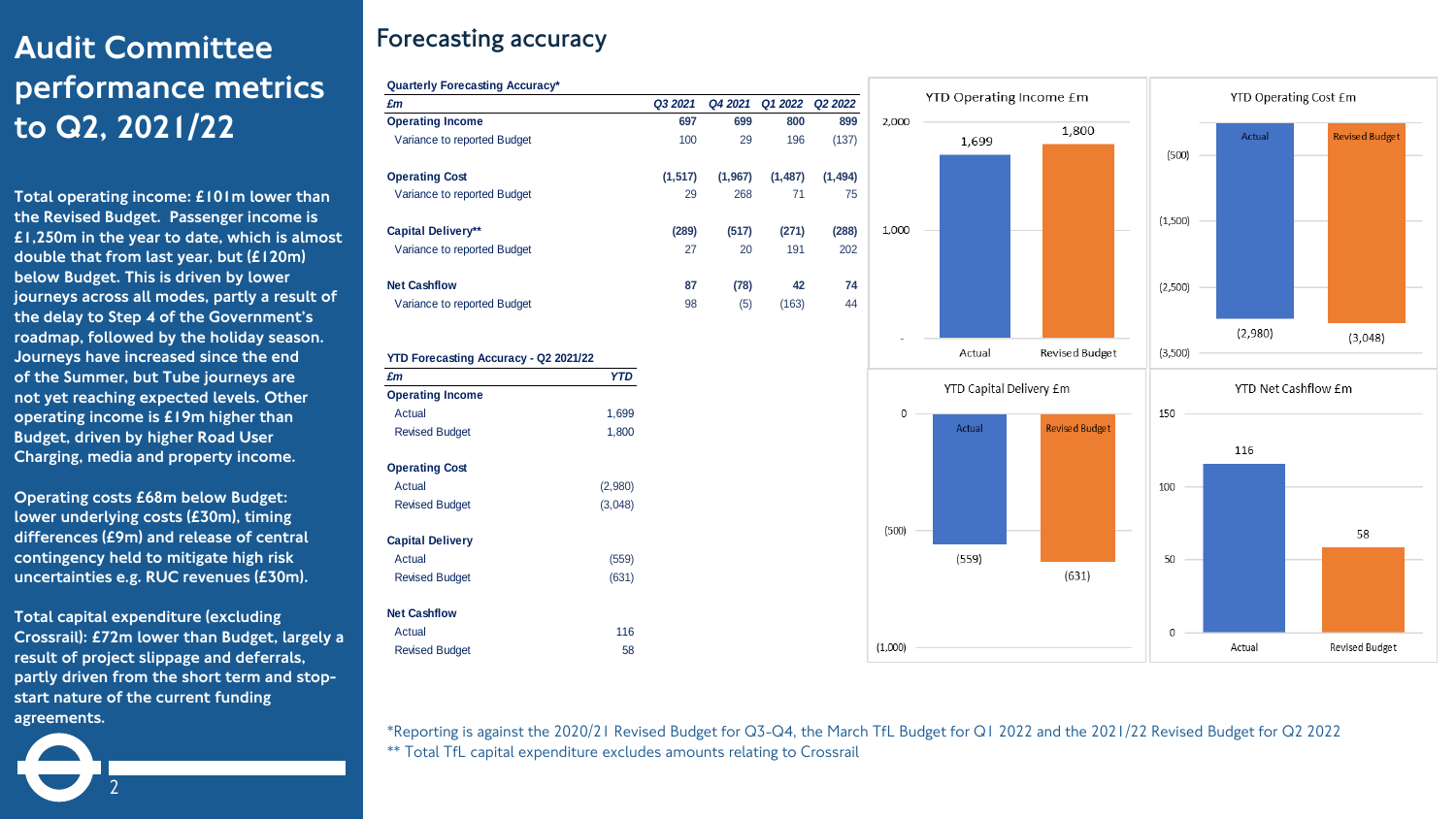# Audit Committee performance metrics to Q2, 2021/22

**Total operating income: £101m lower than the Revised Budget. Passenger income is £1,250m in the year to date, which is almost double that from last year, but (£120m) below Budget. This is driven by lower journeys across all modes, partly a result of the delay to Step 4 of the Government's roadmap, followed by the holiday season. Journeys have increased since the end of the Summer, but Tube journeys are not yet reaching expected levels. Other operating income is £19m higher than Budget, driven by higher Road User Charging, media and property income.**

**Operating costs £68m below Budget: lower underlying costs (£30m), timing differences (£9m) and release of central contingency held to mitigate high risk uncertainties e.g. RUC revenues (£30m).**

**Total capital expenditure (excluding Crossrail): £72m lower than Budget, largely a result of project slippage and deferrals, partly driven from the short term and stop-start nature of the current funding agreements.**

## Forecasting accuracy

**Quarterly Forecasting Accuracy***

| *£m* | *Q3 2021* | *Q4 2021* | *Q1 2022* | *Q2 2022* |
|---|---|---|---|---|
| **Operating Income** | **697** | **699** | **800** | **899** |
| Variance to reported Budget | 100 | 29 | 196 | (137) |
| **Operating Cost** | **(1,517)** | **(1,967)** | **(1,487)** | **(1,494)** |
| Variance to reported Budget | 29 | 268 | 71 | 75 |
| **Capital Delivery**** | **(289)** | **(517)** | **(271)** | **(288)** |
| Variance to reported Budget | 27 | 20 | 191 | 202 |
| **Net Cashflow** | **87** | **(78)** | **42** | **74** |
| Variance to reported Budget | 98 | (5) | (163) | 44 |

**YTD Forecasting Accuracy - Q2 2021/22**

| *£m* | *YTD* |
|---|---|
| **Operating Income** | |
| Actual | 1,699 |
| Revised Budget | 1,800 |
| **Operating Cost** | |
| Actual | (2,980) |
| Revised Budget | (3,048) |
| **Capital Delivery** | |
| Actual | (559) |
| Revised Budget | (631) |
| **Net Cashflow** | |
| Actual | 116 |
| Revised Budget | 58 |

**YTD Operating Income £m**

| | Actual | Revised Budget |
|---|---|---|
| YTD Operating Income £m | 1,699 | 1,800 |

**YTD Operating Cost £m**

| | Actual | Revised Budget |
|---|---|---|
| YTD Operating Cost £m | (2,980) | (3,048) |

**YTD Capital Delivery £m**

| | Actual | Revised Budget |
|---|---|---|
| YTD Capital Delivery £m | (559) | (631) |

**YTD Net Cashflow £m**

| | Actual | Revised Budget |
|---|---|---|
| YTD Net Cashflow £m | 116 | 58 |

*Reporting is against the 2020/21 Revised Budget for Q3-Q4, the March TfL Budget for Q1 2022 and the 2021/22 Revised Budget for Q2 2022

** Total TfL capital expenditure excludes amounts relating to Crossrail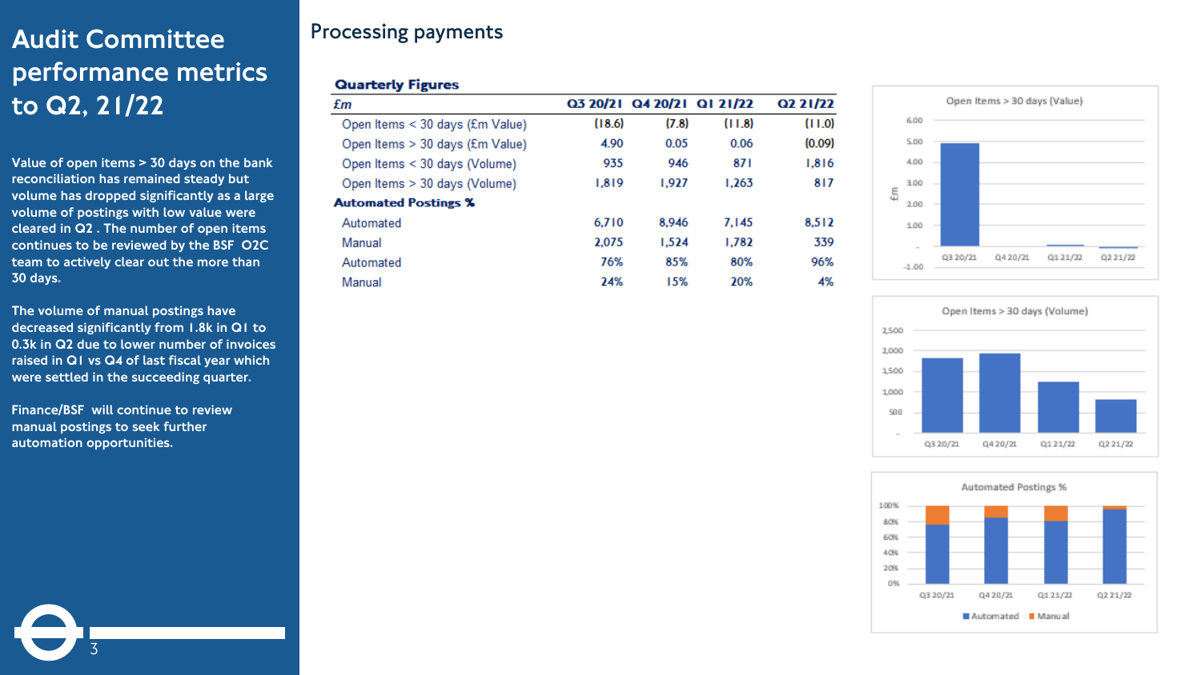# Audit Committee performance metrics to Q2, 21/22

Value of open items > 30 days on the bank reconciliation has remained steady but volume has dropped significantly as a large volume of postings with low value were cleared in Q2 . The number of open items continues to be reviewed by the BSF O2C team to actively clear out the more than 30 days.

The volume of manual postings have decreased significantly from 1.8k in Q1 to 0.3k in Q2 due to lower number of invoices raised in Q1 vs Q4 of last fiscal year which were settled in the succeeding quarter.

Finance/BSF will continue to review manual postings to seek further automation opportunities.

## Processing payments

**Quarterly Figures**

| *£m* | Q3 20/21 | Q4 20/21 | Q1 21/22 | Q2 21/22 |
|---|---|---|---|---|
| Open Items < 30 days (£m Value) | (18.6) | (7.8) | (11.8) | (11.0) |
| Open Items > 30 days (£m Value) | 4.90 | 0.05 | 0.06 | (0.09) |
| Open Items < 30 days (Volume) | 935 | 946 | 871 | 1,816 |
| Open Items > 30 days (Volume) | 1,819 | 1,927 | 1,263 | 817 |
| **Automated Postings %** | | | | |
| Automated | 6,710 | 8,946 | 7,145 | 8,512 |
| Manual | 2,075 | 1,524 | 1,782 | 339 |
| Automated | 76% | 85% | 80% | 96% |
| Manual | 24% | 15% | 20% | 4% |

Open Items > 30 days (Value)

Open Items > 30 days (Volume)

Automated Postings %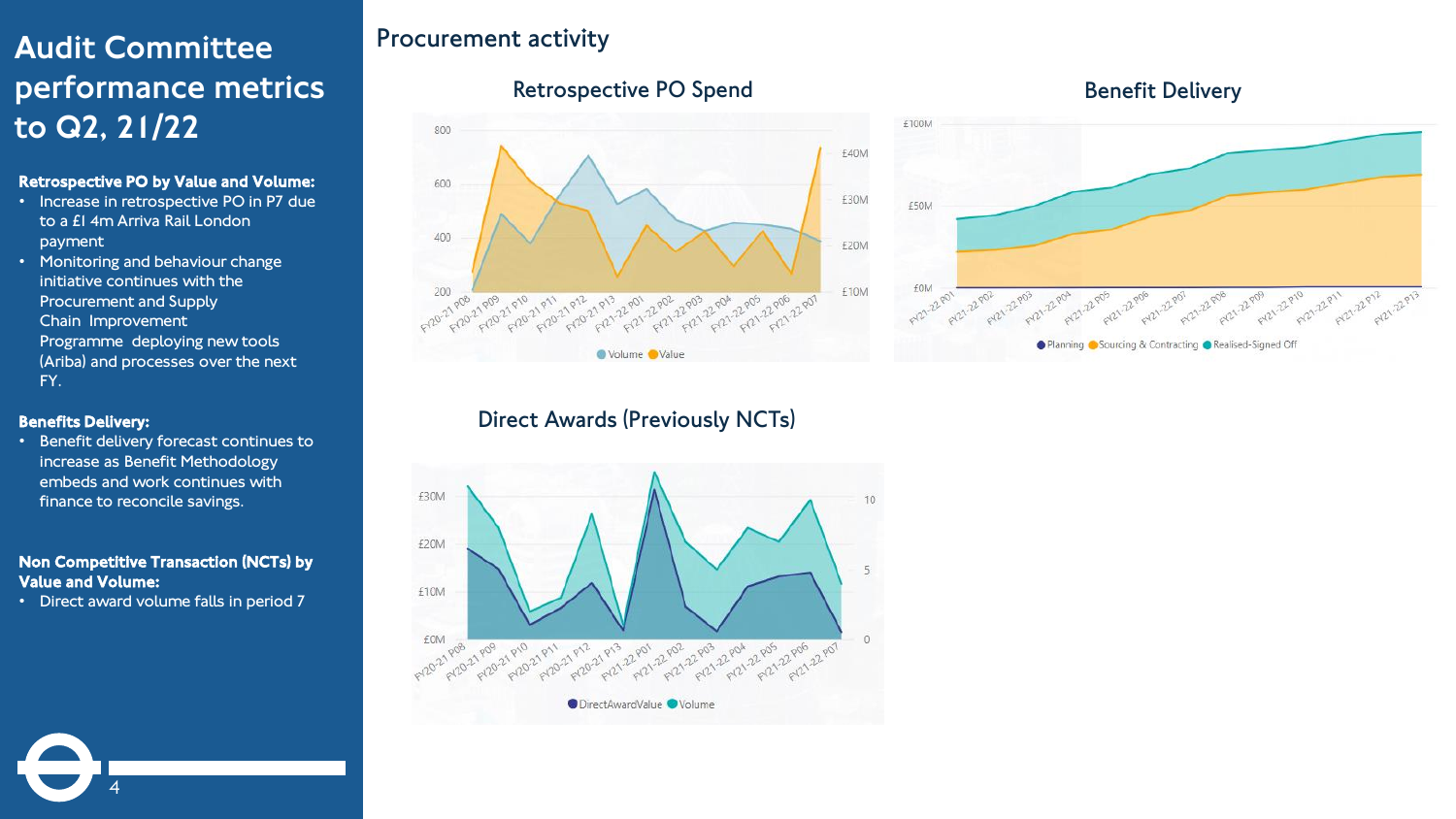# Audit Committee performance metrics to Q2, 21/22

**Retrospective PO by Value and Volume:**

- Increase in retrospective PO in P7 due to a £1 4m Arriva Rail London payment
- Monitoring and behaviour change initiative continues with the Procurement and Supply Chain Improvement Programme deploying new tools (Ariba) and processes over the next FY.

**Benefits Delivery:**

- Benefit delivery forecast continues to increase as Benefit Methodology embeds and work continues with finance to reconcile savings.

**Non Competitive Transaction (NCTs) by Value and Volume:**

- Direct award volume falls in period 7

## Procurement activity

### Retrospective PO Spend

### Benefit Delivery

### Direct Awards (Previously NCTs)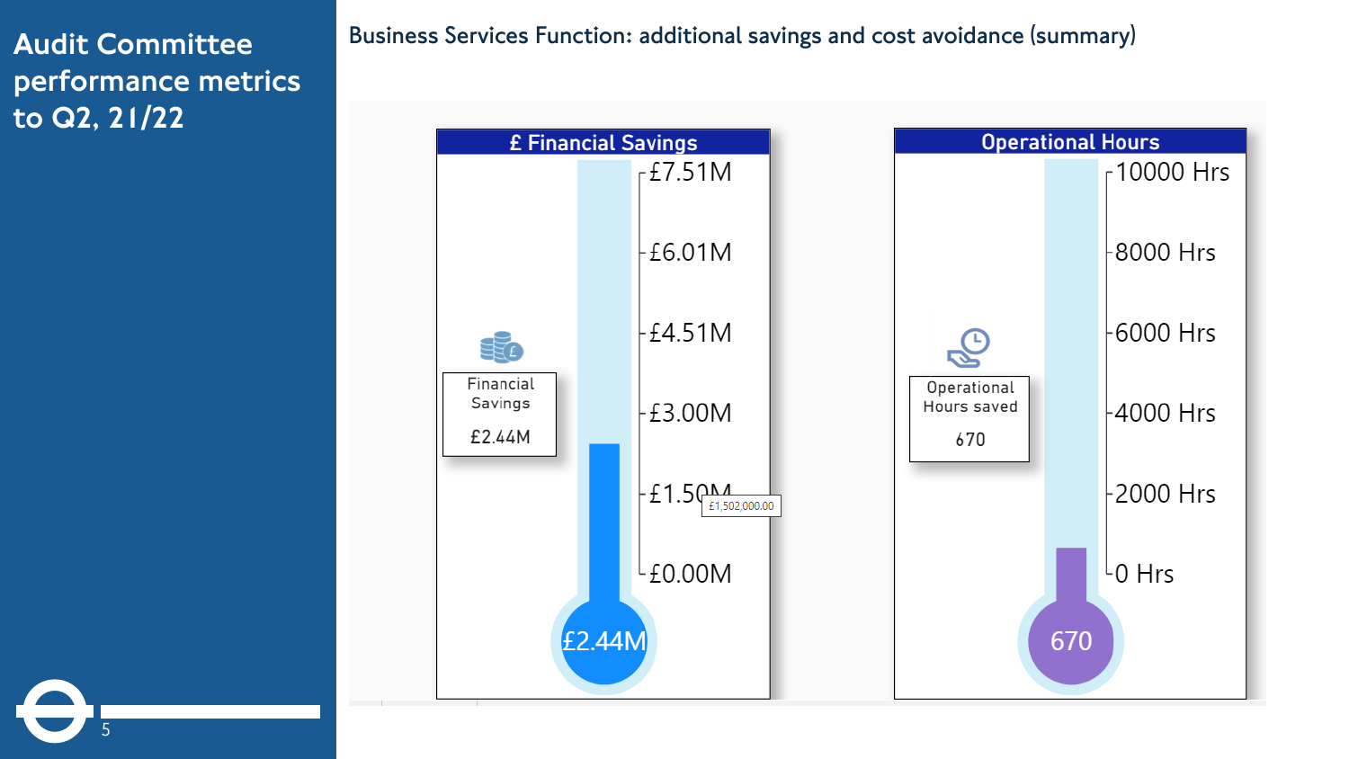# Audit Committee performance metrics to Q2, 21/22

## Business Services Function: additional savings and cost avoidance (summary)

**£ Financial Savings**

Financial Savings

£2.44M

£7.51M
£6.01M
£4.51M
£3.00M
£1.50M
£0.00M

£1,502,000.00

£2.44M

**Operational Hours**

Operational Hours saved

670

10000 Hrs
8000 Hrs
6000 Hrs
4000 Hrs
2000 Hrs
0 Hrs

670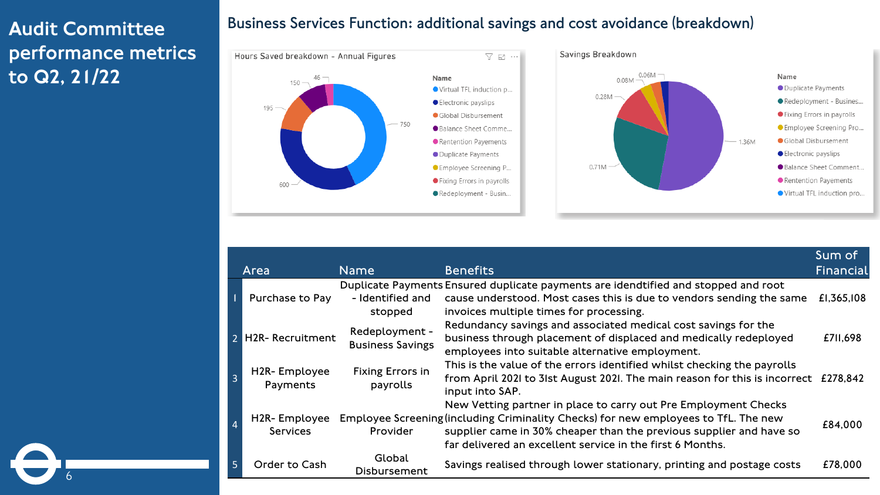# Audit Committee performance metrics to Q2, 21/22

## Business Services Function: additional savings and cost avoidance (breakdown)

Hours Saved breakdown - Annual Figures

46
150
195
750
600

Name
Virtual TFL induction p...
Electronic payslips
Global Disbursement
Balance Sheet Comme...
Rentention Payements
Duplicate Payments
Employee Screening P...
Fixing Errors in payrolls
Redeployment - Busin...

Savings Breakdown

0.06M
0.08M
0.28M
1.36M
0.71M

Name
Duplicate Payments
Redeployment - Busines...
Fixing Errors in payrolls
Employee Screening Pro...
Global Disbursement
Electronic payslips
Balance Sheet Comment...
Rentention Payements
Virtual TFL induction pro...

| | Area | Name | Benefits | Sum of Financial |
|---|---|---|---|---|
| 1 | Purchase to Pay | Duplicate Payments - Identified and stopped | Ensured duplicate payments are idendtified and stopped and root cause understood. Most cases this is due to vendors sending the same invoices multiple times for processing. | £1,365,108 |
| 2 | H2R- Recruitment | Redeployment - Business Savings | Redundancy savings and associated medical cost savings for the business through placement of displaced and medically redeployed employees into suitable alternative employment. | £711,698 |
| 3 | H2R- Employee Payments | Fixing Errors in payrolls | This is the value of the errors identified whilst checking the payrolls from April 2021 to 31st August 2021. The main reason for this is incorrect input into SAP. | £278,842 |
| 4 | H2R- Employee Services | Employee Screening Provider | New Vetting partner in place to carry out Pre Employment Checks (including Criminality Checks) for new employees to TfL. The new supplier came in 30% cheaper than the previous supplier and have so far delivered an excellent service in the first 6 Months. | £84,000 |
| 5 | Order to Cash | Global Disbursement | Savings realised through lower stationary, printing and postage costs | £78,000 |